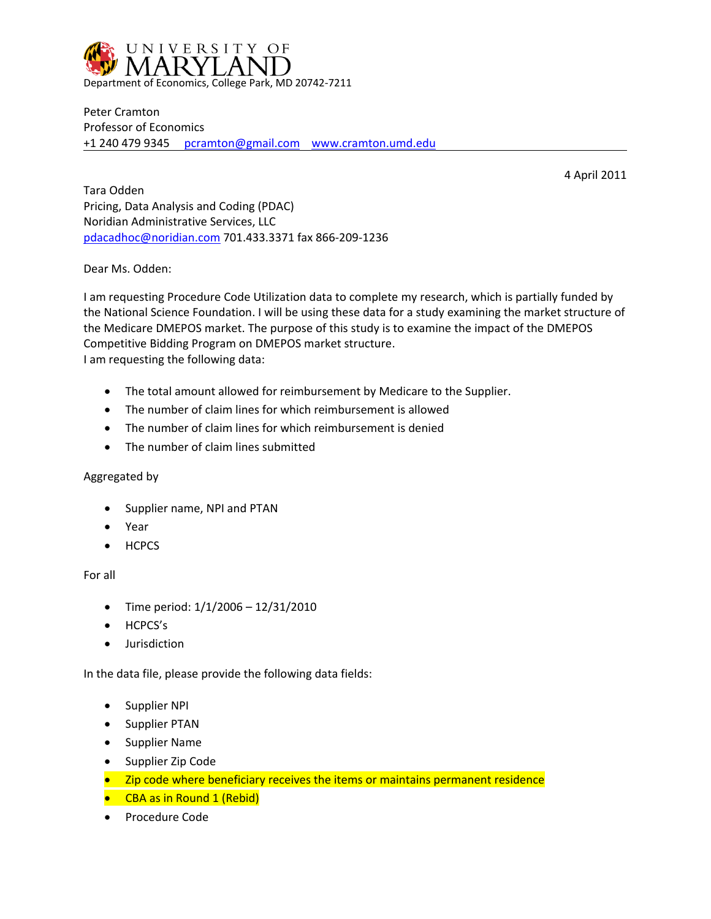UNIVERSITY OF MARYLAND
Department of Economics, College Park, MD 20742-7211

Peter Cramton
Professor of Economics
+1 240 479 9345 pcramton@gmail.com www.cramton.umd.edu

4 April 2011

Tara Odden
Pricing, Data Analysis and Coding (PDAC)
Noridian Administrative Services, LLC
pdacadhoc@noridian.com 701.433.3371 fax 866-209-1236

Dear Ms. Odden:

I am requesting Procedure Code Utilization data to complete my research, which is partially funded by the National Science Foundation. I will be using these data for a study examining the market structure of the Medicare DMEPOS market. The purpose of this study is to examine the impact of the DMEPOS Competitive Bidding Program on DMEPOS market structure.
I am requesting the following data:

- The total amount allowed for reimbursement by Medicare to the Supplier.
- The number of claim lines for which reimbursement is allowed
- The number of claim lines for which reimbursement is denied
- The number of claim lines submitted

Aggregated by

- Supplier name, NPI and PTAN
- Year
- HCPCS

For all

- Time period: 1/1/2006 – 12/31/2010
- HCPCS's
- Jurisdiction

In the data file, please provide the following data fields:

- Supplier NPI
- Supplier PTAN
- Supplier Name
- Supplier Zip Code
- Zip code where beneficiary receives the items or maintains permanent residence
- CBA as in Round 1 (Rebid)
- Procedure Code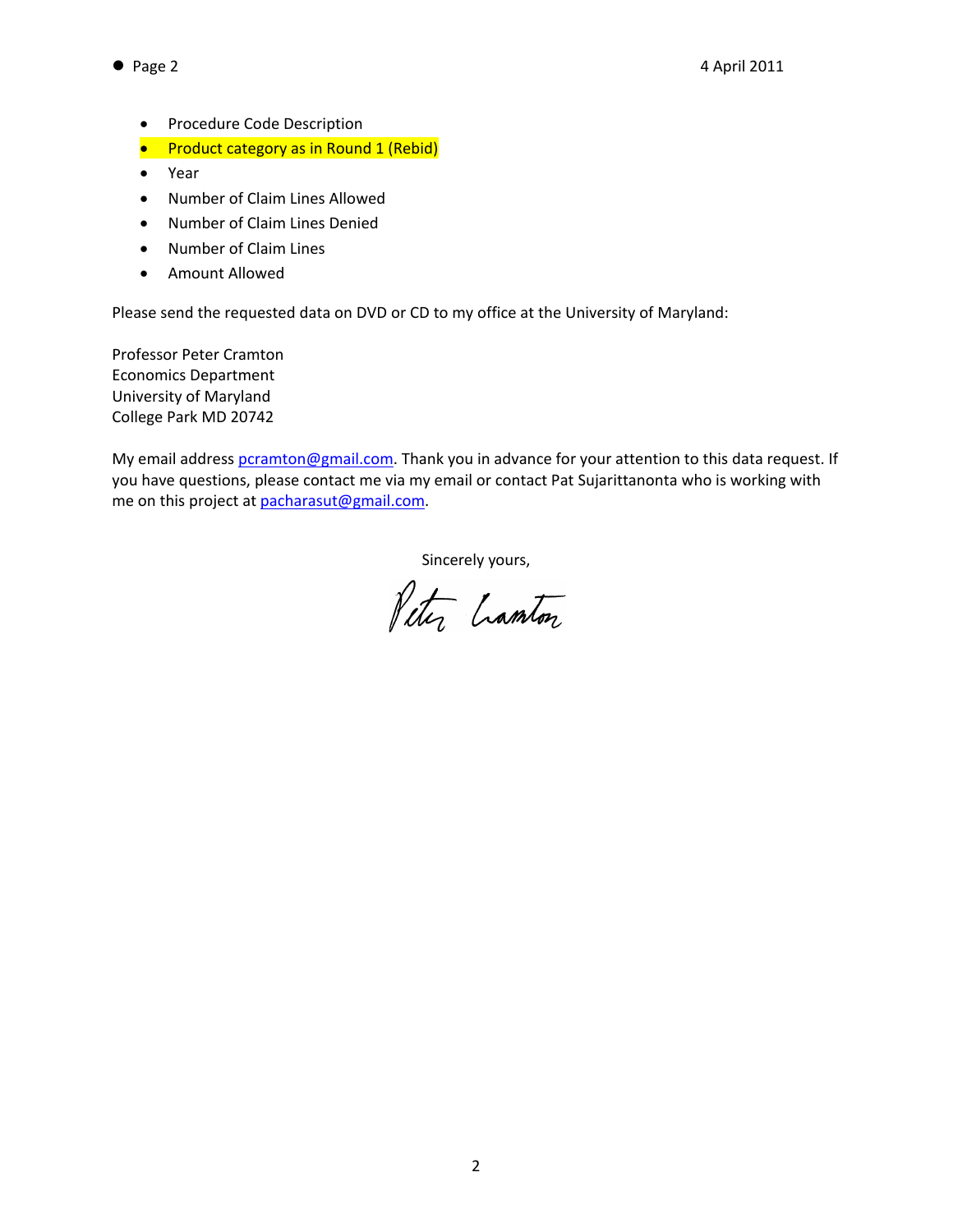- Procedure Code Description
- Product category as in Round 1 (Rebid)
- Year
- Number of Claim Lines Allowed
- Number of Claim Lines Denied
- Number of Claim Lines
- Amount Allowed

Please send the requested data on DVD or CD to my office at the University of Maryland:

Professor Peter Cramton
Economics Department
University of Maryland
College Park MD 20742

My email address pcramton@gmail.com. Thank you in advance for your attention to this data request. If you have questions, please contact me via my email or contact Pat Sujarittanonta who is working with me on this project at pacharasut@gmail.com.

Sincerely yours,

Peter Cramton